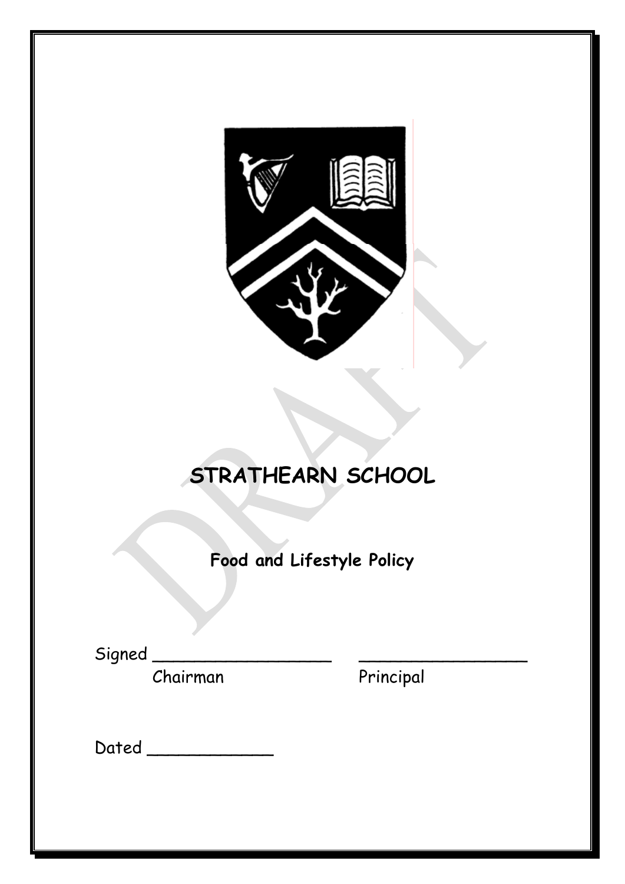# STRATHEARN SCHOOL

**Food and Lifestyle Policy**

Signed ___________________ ___________________
Chairman Principal

Dated _____________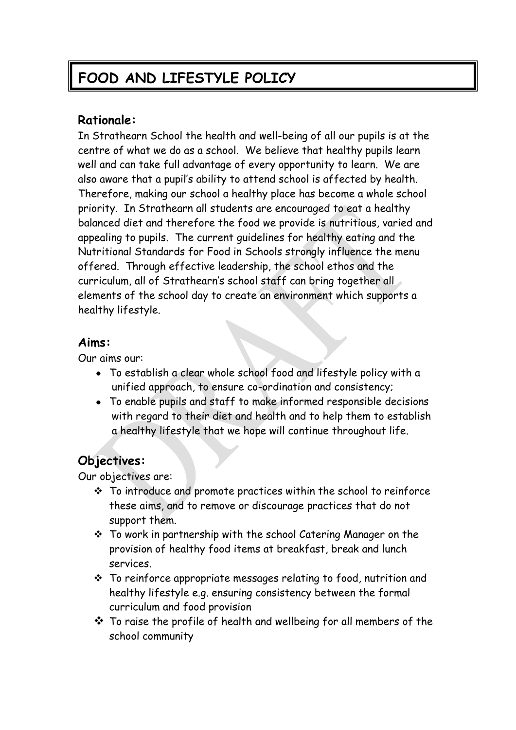# FOOD AND LIFESTYLE POLICY

## Rationale:

In Strathearn School the health and well-being of all our pupils is at the centre of what we do as a school. We believe that healthy pupils learn well and can take full advantage of every opportunity to learn. We are also aware that a pupil's ability to attend school is affected by health. Therefore, making our school a healthy place has become a whole school priority. In Strathearn all students are encouraged to eat a healthy balanced diet and therefore the food we provide is nutritious, varied and appealing to pupils. The current guidelines for healthy eating and the Nutritional Standards for Food in Schools strongly influence the menu offered. Through effective leadership, the school ethos and the curriculum, all of Strathearn's school staff can bring together all elements of the school day to create an environment which supports a healthy lifestyle.

## Aims:

Our aims our:

- To establish a clear whole school food and lifestyle policy with a unified approach, to ensure co-ordination and consistency;
- To enable pupils and staff to make informed responsible decisions with regard to their diet and health and to help them to establish a healthy lifestyle that we hope will continue throughout life.

## Objectives:

Our objectives are:

- To introduce and promote practices within the school to reinforce these aims, and to remove or discourage practices that do not support them.
- To work in partnership with the school Catering Manager on the provision of healthy food items at breakfast, break and lunch services.
- To reinforce appropriate messages relating to food, nutrition and healthy lifestyle e.g. ensuring consistency between the formal curriculum and food provision
- To raise the profile of health and wellbeing for all members of the school community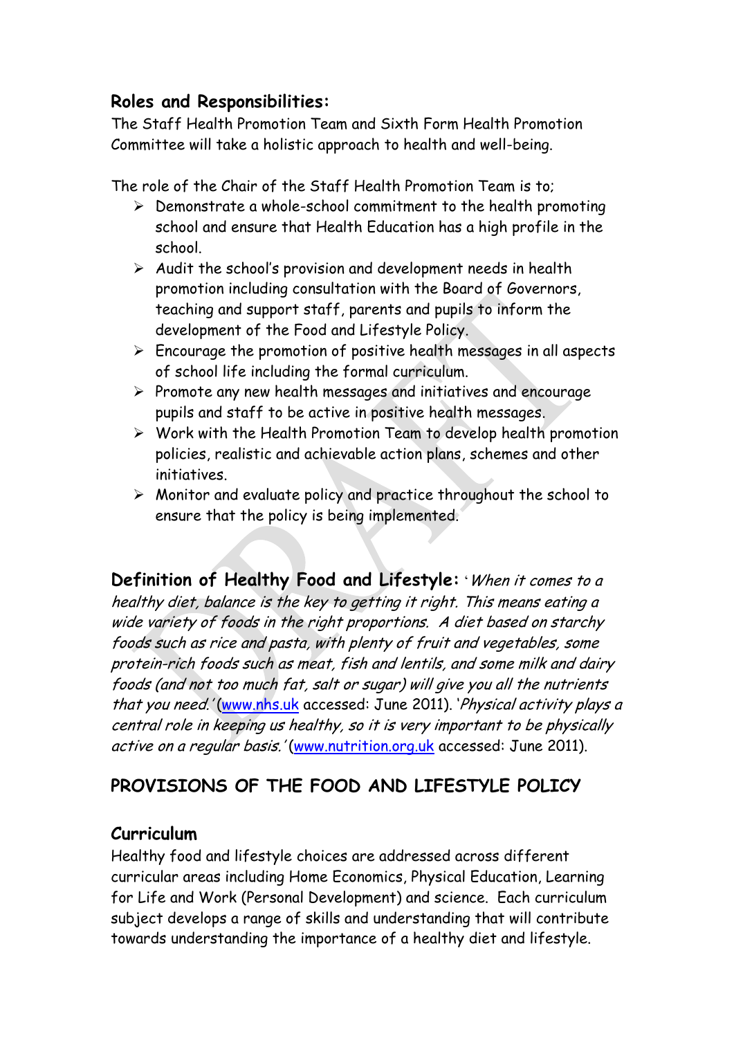### Roles and Responsibilities:

The Staff Health Promotion Team and Sixth Form Health Promotion Committee will take a holistic approach to health and well-being.

The role of the Chair of the Staff Health Promotion Team is to;

- Demonstrate a whole-school commitment to the health promoting school and ensure that Health Education has a high profile in the school.
- Audit the school's provision and development needs in health promotion including consultation with the Board of Governors, teaching and support staff, parents and pupils to inform the development of the Food and Lifestyle Policy.
- Encourage the promotion of positive health messages in all aspects of school life including the formal curriculum.
- Promote any new health messages and initiatives and encourage pupils and staff to be active in positive health messages.
- Work with the Health Promotion Team to develop health promotion policies, realistic and achievable action plans, schemes and other initiatives.
- Monitor and evaluate policy and practice throughout the school to ensure that the policy is being implemented.

**Definition of Healthy Food and Lifestyle:** '*When it comes to a healthy diet, balance is the key to getting it right. This means eating a wide variety of foods in the right proportions. A diet based on starchy foods such as rice and pasta, with plenty of fruit and vegetables, some protein-rich foods such as meat, fish and lentils, and some milk and dairy foods (and not too much fat, salt or sugar) will give you all the nutrients that you need.'* ([www.nhs.uk](http://www.nhs.uk) accessed: June 2011). '*Physical activity plays a central role in keeping us healthy, so it is very important to be physically active on a regular basis.'* ([www.nutrition.org.uk](http://www.nutrition.org.uk) accessed: June 2011).

## PROVISIONS OF THE FOOD AND LIFESTYLE POLICY

### Curriculum

Healthy food and lifestyle choices are addressed across different curricular areas including Home Economics, Physical Education, Learning for Life and Work (Personal Development) and science. Each curriculum subject develops a range of skills and understanding that will contribute towards understanding the importance of a healthy diet and lifestyle.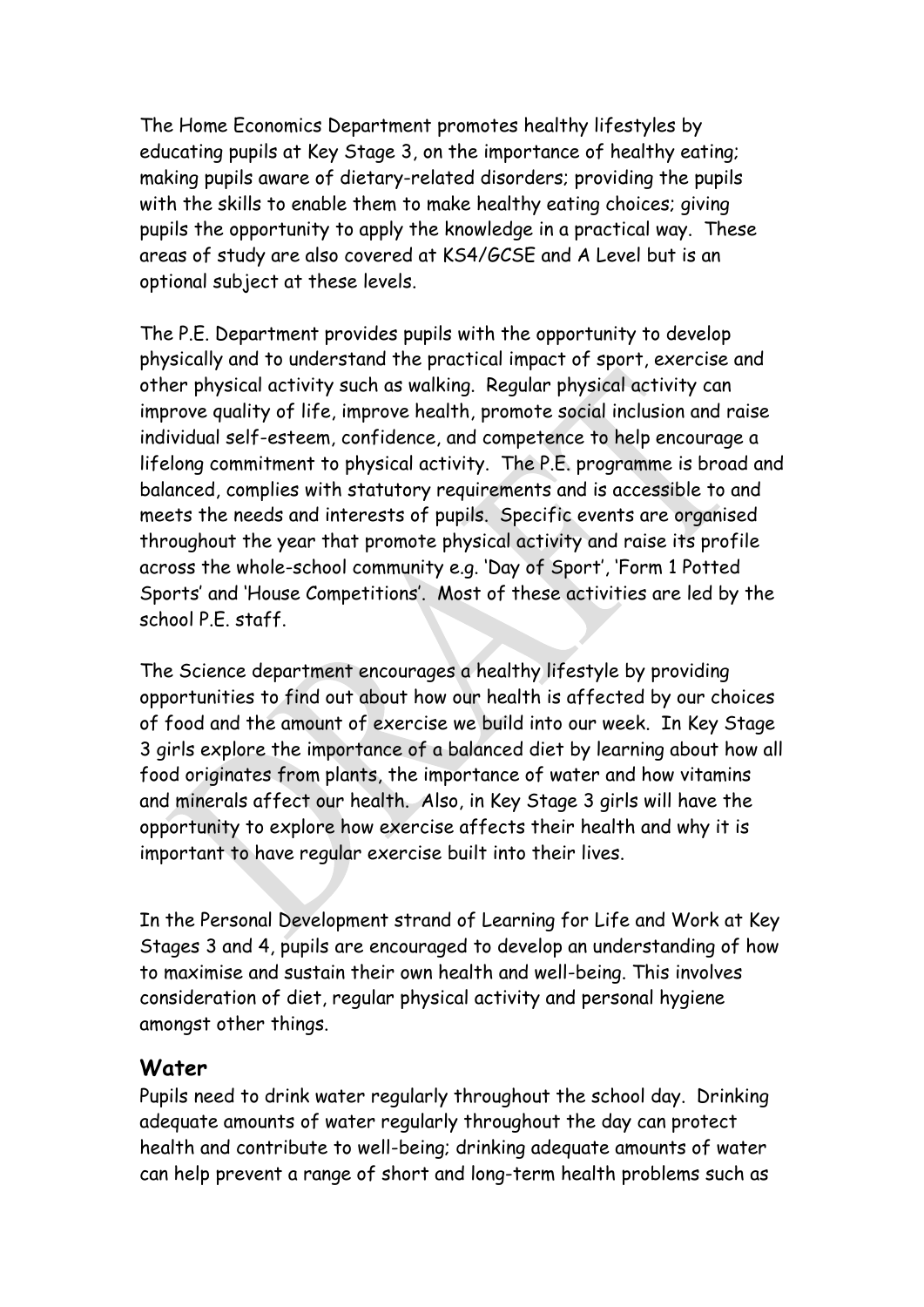The Home Economics Department promotes healthy lifestyles by educating pupils at Key Stage 3, on the importance of healthy eating; making pupils aware of dietary-related disorders; providing the pupils with the skills to enable them to make healthy eating choices; giving pupils the opportunity to apply the knowledge in a practical way. These areas of study are also covered at KS4/GCSE and A Level but is an optional subject at these levels.

The P.E. Department provides pupils with the opportunity to develop physically and to understand the practical impact of sport, exercise and other physical activity such as walking. Regular physical activity can improve quality of life, improve health, promote social inclusion and raise individual self-esteem, confidence, and competence to help encourage a lifelong commitment to physical activity. The P.E. programme is broad and balanced, complies with statutory requirements and is accessible to and meets the needs and interests of pupils. Specific events are organised throughout the year that promote physical activity and raise its profile across the whole-school community e.g. 'Day of Sport', 'Form 1 Potted Sports' and 'House Competitions'. Most of these activities are led by the school P.E. staff.

The Science department encourages a healthy lifestyle by providing opportunities to find out about how our health is affected by our choices of food and the amount of exercise we build into our week. In Key Stage 3 girls explore the importance of a balanced diet by learning about how all food originates from plants, the importance of water and how vitamins and minerals affect our health. Also, in Key Stage 3 girls will have the opportunity to explore how exercise affects their health and why it is important to have regular exercise built into their lives.

In the Personal Development strand of Learning for Life and Work at Key Stages 3 and 4, pupils are encouraged to develop an understanding of how to maximise and sustain their own health and well-being. This involves consideration of diet, regular physical activity and personal hygiene amongst other things.

## Water

Pupils need to drink water regularly throughout the school day. Drinking adequate amounts of water regularly throughout the day can protect health and contribute to well-being; drinking adequate amounts of water can help prevent a range of short and long-term health problems such as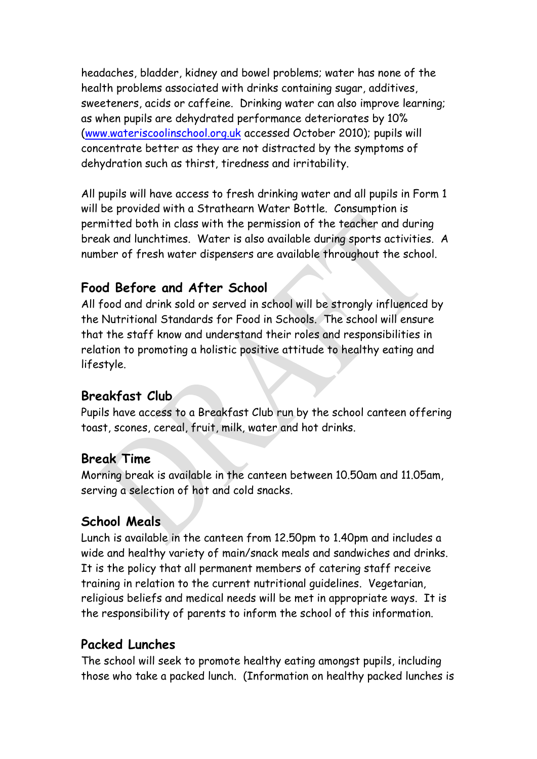headaches, bladder, kidney and bowel problems; water has none of the health problems associated with drinks containing sugar, additives, sweeteners, acids or caffeine. Drinking water can also improve learning; as when pupils are dehydrated performance deteriorates by 10% (www.wateriscoolinschool.org.uk accessed October 2010); pupils will concentrate better as they are not distracted by the symptoms of dehydration such as thirst, tiredness and irritability.

All pupils will have access to fresh drinking water and all pupils in Form 1 will be provided with a Strathearn Water Bottle. Consumption is permitted both in class with the permission of the teacher and during break and lunchtimes. Water is also available during sports activities. A number of fresh water dispensers are available throughout the school.

## Food Before and After School

All food and drink sold or served in school will be strongly influenced by the Nutritional Standards for Food in Schools. The school will ensure that the staff know and understand their roles and responsibilities in relation to promoting a holistic positive attitude to healthy eating and lifestyle.

## Breakfast Club

Pupils have access to a Breakfast Club run by the school canteen offering toast, scones, cereal, fruit, milk, water and hot drinks.

## Break Time

Morning break is available in the canteen between 10.50am and 11.05am, serving a selection of hot and cold snacks.

## School Meals

Lunch is available in the canteen from 12.50pm to 1.40pm and includes a wide and healthy variety of main/snack meals and sandwiches and drinks. It is the policy that all permanent members of catering staff receive training in relation to the current nutritional guidelines. Vegetarian, religious beliefs and medical needs will be met in appropriate ways. It is the responsibility of parents to inform the school of this information.

## Packed Lunches

The school will seek to promote healthy eating amongst pupils, including those who take a packed lunch. (Information on healthy packed lunches is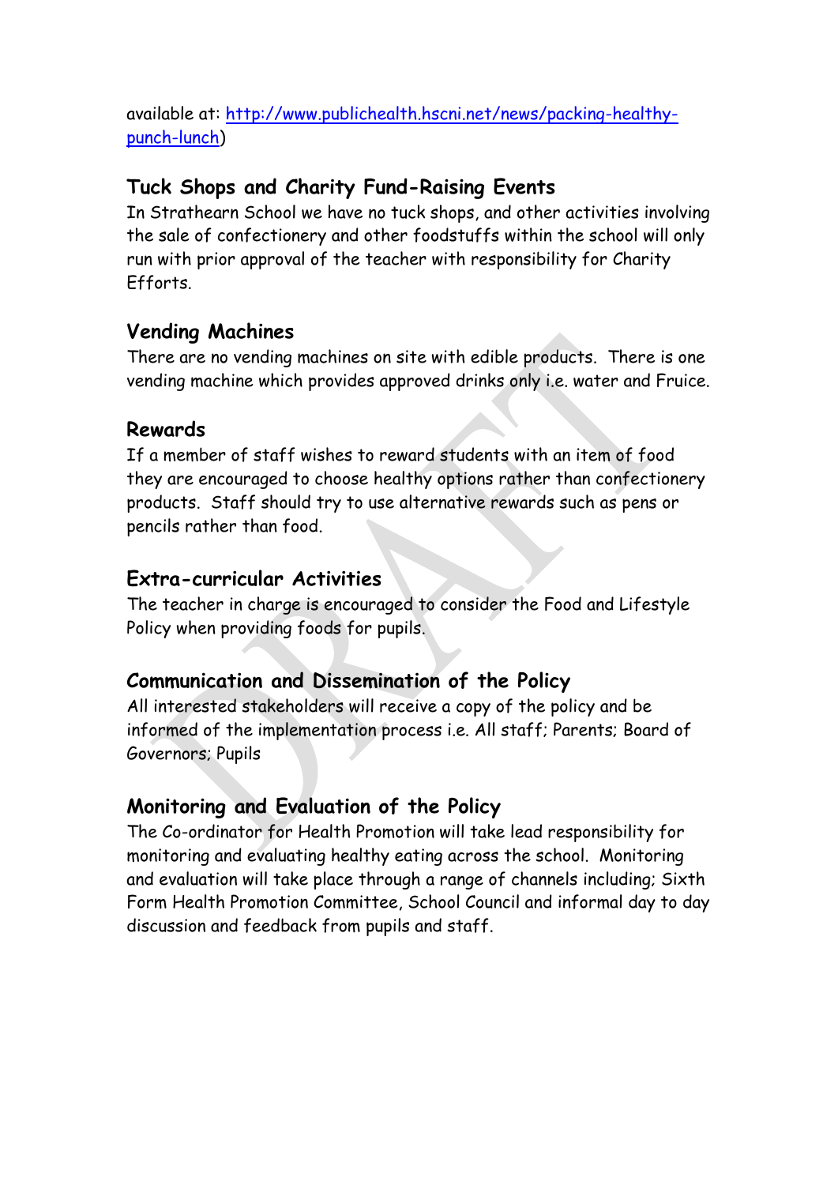available at: [http://www.publichealth.hscni.net/news/packing-healthy-punch-lunch](http://www.publichealth.hscni.net/news/packing-healthy-punch-lunch))

## Tuck Shops and Charity Fund-Raising Events

In Strathearn School we have no tuck shops, and other activities involving the sale of confectionery and other foodstuffs within the school will only run with prior approval of the teacher with responsibility for Charity Efforts.

## Vending Machines

There are no vending machines on site with edible products. There is one vending machine which provides approved drinks only i.e. water and Fruice.

## Rewards

If a member of staff wishes to reward students with an item of food they are encouraged to choose healthy options rather than confectionery products. Staff should try to use alternative rewards such as pens or pencils rather than food.

## Extra-curricular Activities

The teacher in charge is encouraged to consider the Food and Lifestyle Policy when providing foods for pupils.

## Communication and Dissemination of the Policy

All interested stakeholders will receive a copy of the policy and be informed of the implementation process i.e. All staff; Parents; Board of Governors; Pupils

## Monitoring and Evaluation of the Policy

The Co-ordinator for Health Promotion will take lead responsibility for monitoring and evaluating healthy eating across the school. Monitoring and evaluation will take place through a range of channels including; Sixth Form Health Promotion Committee, School Council and informal day to day discussion and feedback from pupils and staff.